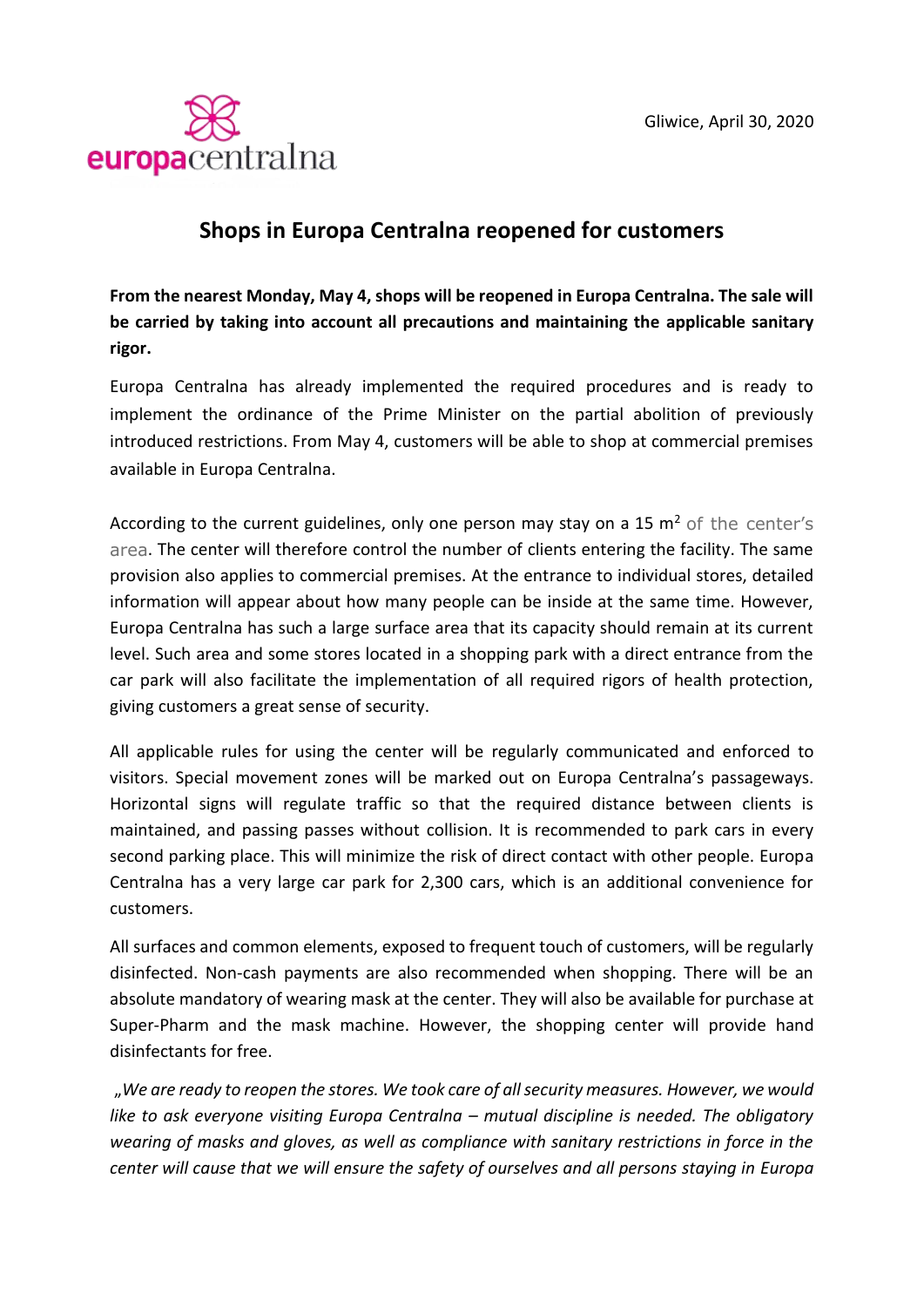europacentralna

Gliwice, April 30, 2020

# Shops in Europa Centralna reopened for customers

**From the nearest Monday, May 4, shops will be reopened in Europa Centralna. The sale will be carried by taking into account all precautions and maintaining the applicable sanitary rigor.**

Europa Centralna has already implemented the required procedures and is ready to implement the ordinance of the Prime Minister on the partial abolition of previously introduced restrictions. From May 4, customers will be able to shop at commercial premises available in Europa Centralna.

According to the current guidelines, only one person may stay on a 15 $m^2$ of the center's area. The center will therefore control the number of clients entering the facility. The same provision also applies to commercial premises. At the entrance to individual stores, detailed information will appear about how many people can be inside at the same time. However, Europa Centralna has such a large surface area that its capacity should remain at its current level. Such area and some stores located in a shopping park with a direct entrance from the car park will also facilitate the implementation of all required rigors of health protection, giving customers a great sense of security.

All applicable rules for using the center will be regularly communicated and enforced to visitors. Special movement zones will be marked out on Europa Centralna's passageways. Horizontal signs will regulate traffic so that the required distance between clients is maintained, and passing passes without collision. It is recommended to park cars in every second parking place. This will minimize the risk of direct contact with other people. Europa Centralna has a very large car park for 2,300 cars, which is an additional convenience for customers.

All surfaces and common elements, exposed to frequent touch of customers, will be regularly disinfected. Non-cash payments are also recommended when shopping. There will be an absolute mandatory of wearing mask at the center. They will also be available for purchase at Super-Pharm and the mask machine. However, the shopping center will provide hand disinfectants for free.

*„We are ready to reopen the stores. We took care of all security measures. However, we would like to ask everyone visiting Europa Centralna – mutual discipline is needed. The obligatory wearing of masks and gloves, as well as compliance with sanitary restrictions in force in the center will cause that we will ensure the safety of ourselves and all persons staying in Europa*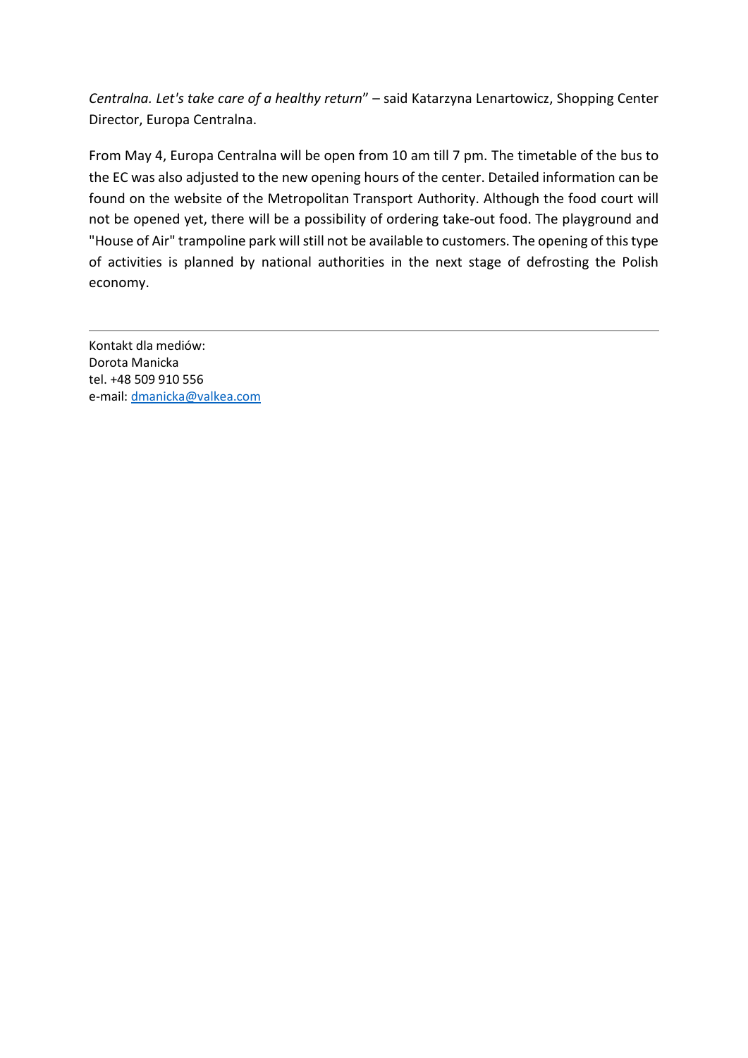*Centralna. Let's take care of a healthy return*" – said Katarzyna Lenartowicz, Shopping Center Director, Europa Centralna.

From May 4, Europa Centralna will be open from 10 am till 7 pm. The timetable of the bus to the EC was also adjusted to the new opening hours of the center. Detailed information can be found on the website of the Metropolitan Transport Authority. Although the food court will not be opened yet, there will be a possibility of ordering take-out food. The playground and "House of Air" trampoline park will still not be available to customers. The opening of this type of activities is planned by national authorities in the next stage of defrosting the Polish economy.

---

Kontakt dla mediów:
Dorota Manicka
tel. +48 509 910 556
e-mail: dmanicka@valkea.com